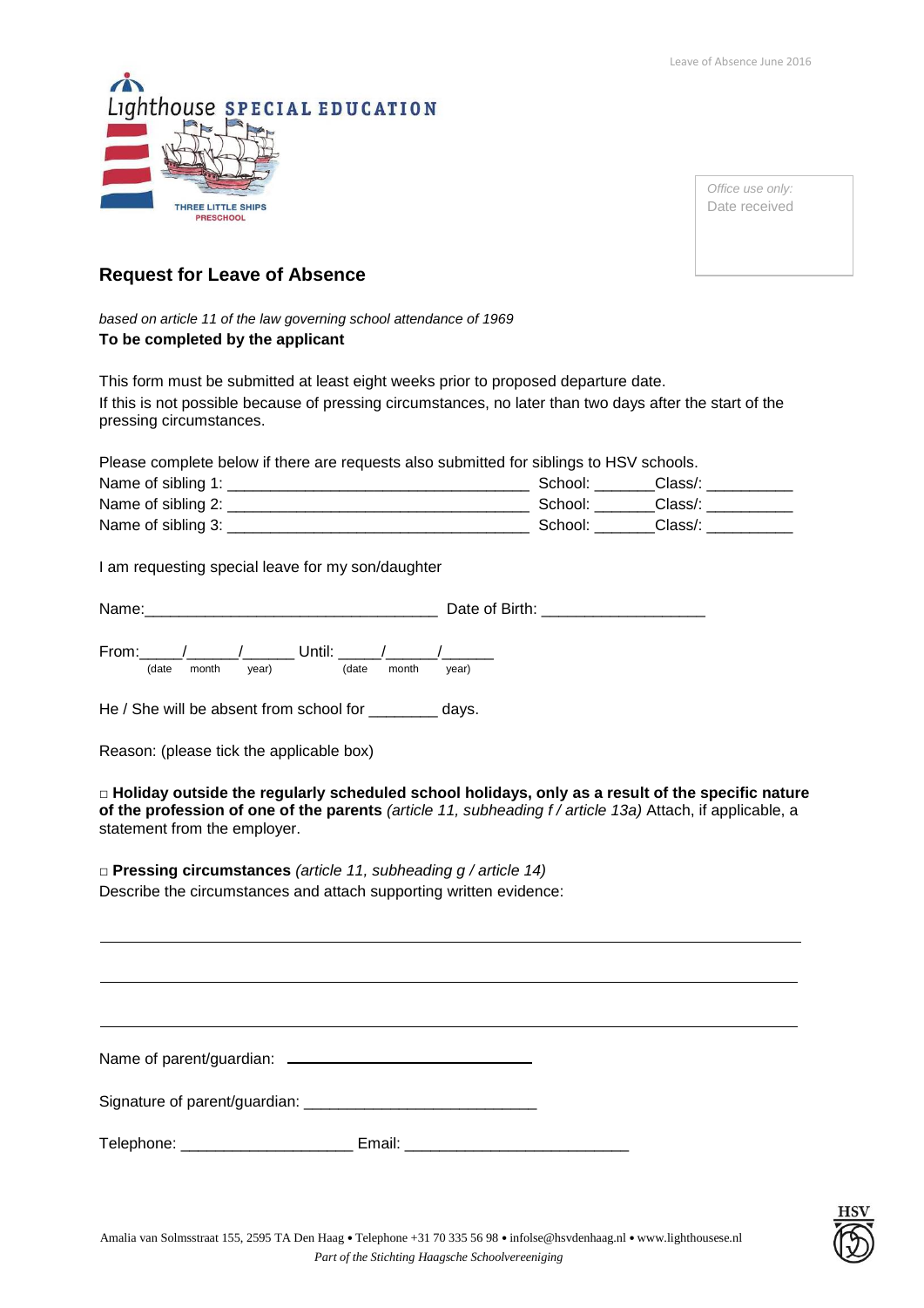Lighthouse SPECIAL EDUCATION

THREE LITTLE SHIPS PRESCHOOL

*Office use only:*
Date received

## Request for Leave of Absence

*based on article 11 of the law governing school attendance of 1969*
**To be completed by the applicant**

This form must be submitted at least eight weeks prior to proposed departure date.
If this is not possible because of pressing circumstances, no later than two days after the start of the pressing circumstances.

Please complete below if there are requests also submitted for siblings to HSV schools.
Name of sibling 1: ___________________________________ School: _______Class/: __________
Name of sibling 2: ___________________________________ School: _______Class/: __________
Name of sibling 3: ___________________________________ School: _______Class/: __________

I am requesting special leave for my son/daughter

Name:__________________________________ Date of Birth: ___________________

From:_____/______/______ Until: _____/______/______
(date month year) (date month year)

He / She will be absent from school for ________ days.

Reason: (please tick the applicable box)

□ **Holiday outside the regularly scheduled school holidays, only as a result of the specific nature of the profession of one of the parents** *(article 11, subheading f / article 13a)* Attach, if applicable, a statement from the employer.

□ **Pressing circumstances** *(article 11, subheading g / article 14)*
Describe the circumstances and attach supporting written evidence:

_____________________________________________________________________________

_____________________________________________________________________________

_____________________________________________________________________________

Name of parent/guardian: ____________________________

Signature of parent/guardian: ___________________________

Telephone: ____________________ Email: __________________________

Amalia van Solmsstraat 155, 2595 TA Den Haag • Telephone +31 70 335 56 98 • infolse@hsvdenhaag.nl • www.lighthousese.nl
*Part of the Stichting Haagsche Schoolvereeniging*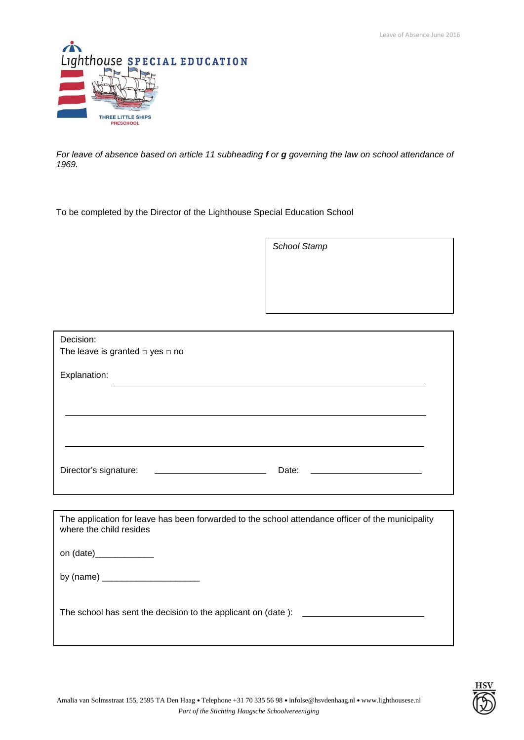Lighthouse SPECIAL EDUCATION

THREE LITTLE SHIPS PRESCHOOL

*For leave of absence based on article 11 subheading **f** or **g** governing the law on school attendance of 1969.*

To be completed by the Director of the Lighthouse Special Education School

*School Stamp*

Decision:
The leave is granted □ yes □ no

Explanation: ____________________________________________

____________________________________________

____________________________________________

Director's signature: ______________________ Date: ______________________

The application for leave has been forwarded to the school attendance officer of the municipality where the child resides

on (date)____________

by (name) ____________________

The school has sent the decision to the applicant on (date ): ______________________

Amalia van Solmsstraat 155, 2595 TA Den Haag • Telephone +31 70 335 56 98 • infolse@hsvdenhaag.nl • www.lighthousese.nl
*Part of the Stichting Haagsche Schoolvereeniging*